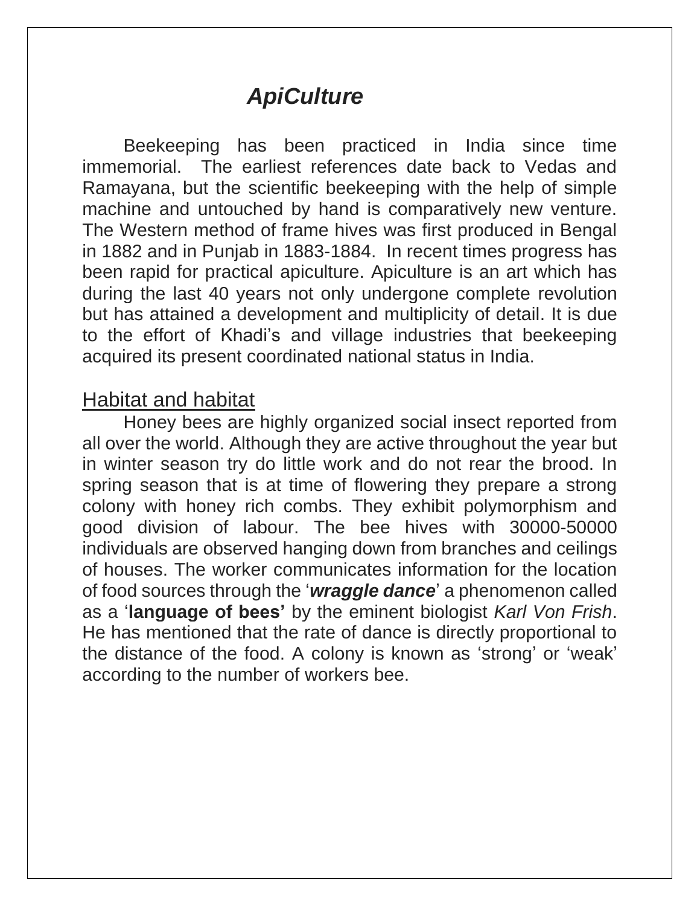# *ApiCulture*

Beekeeping has been practiced in India since time immemorial. The earliest references date back to Vedas and Ramayana, but the scientific beekeeping with the help of simple machine and untouched by hand is comparatively new venture. The Western method of frame hives was first produced in Bengal in 1882 and in Punjab in 1883-1884. In recent times progress has been rapid for practical apiculture. Apiculture is an art which has during the last 40 years not only undergone complete revolution but has attained a development and multiplicity of detail. It is due to the effort of Khadi's and village industries that beekeeping acquired its present coordinated national status in India.

## Habitat and habitat

Honey bees are highly organized social insect reported from all over the world. Although they are active throughout the year but in winter season try do little work and do not rear the brood. In spring season that is at time of flowering they prepare a strong colony with honey rich combs. They exhibit polymorphism and good division of labour. The bee hives with 30000-50000 individuals are observed hanging down from branches and ceilings of houses. The worker communicates information for the location of food sources through the '***wraggle dance***' a phenomenon called as a '**language of bees'** by the eminent biologist *Karl Von Frish*. He has mentioned that the rate of dance is directly proportional to the distance of the food. A colony is known as 'strong' or 'weak' according to the number of workers bee.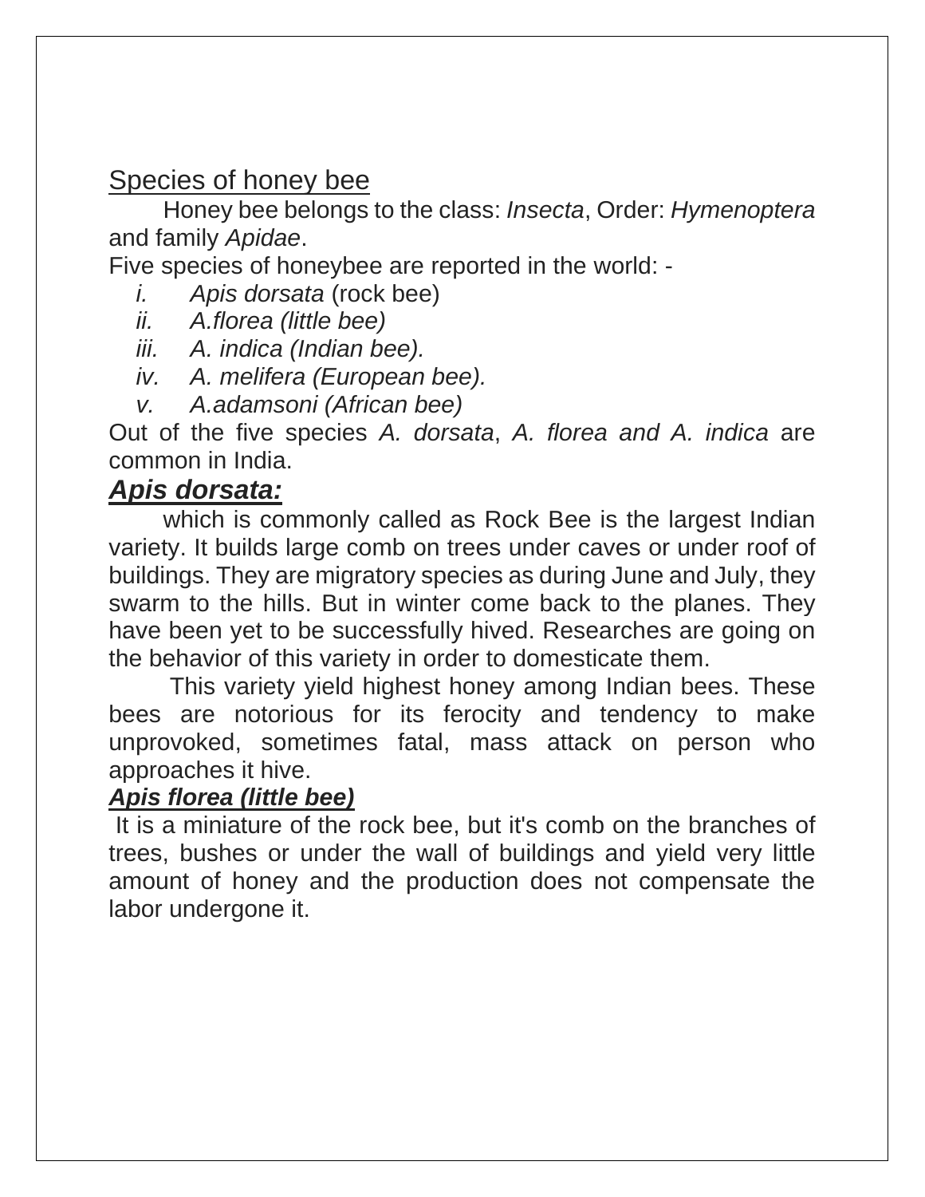## Species of honey bee

Honey bee belongs to the class: *Insecta*, Order: *Hymenoptera* and family *Apidae*.

Five species of honeybee are reported in the world: -

- i. *Apis dorsata* (rock bee)
- ii. *A.florea (little bee)*
- iii. *A. indica (Indian bee).*
- iv. *A. melifera (European bee).*
- v. *A.adamsoni (African bee)*

Out of the five species *A. dorsata*, *A. florea and A. indica* are common in India.

### ***Apis dorsata:***

which is commonly called as Rock Bee is the largest Indian variety. It builds large comb on trees under caves or under roof of buildings. They are migratory species as during June and July, they swarm to the hills. But in winter come back to the planes. They have been yet to be successfully hived. Researches are going on the behavior of this variety in order to domesticate them.

This variety yield highest honey among Indian bees. These bees are notorious for its ferocity and tendency to make unprovoked, sometimes fatal, mass attack on person who approaches it hive.

#### ***Apis florea (little bee)***

It is a miniature of the rock bee, but it's comb on the branches of trees, bushes or under the wall of buildings and yield very little amount of honey and the production does not compensate the labor undergone it.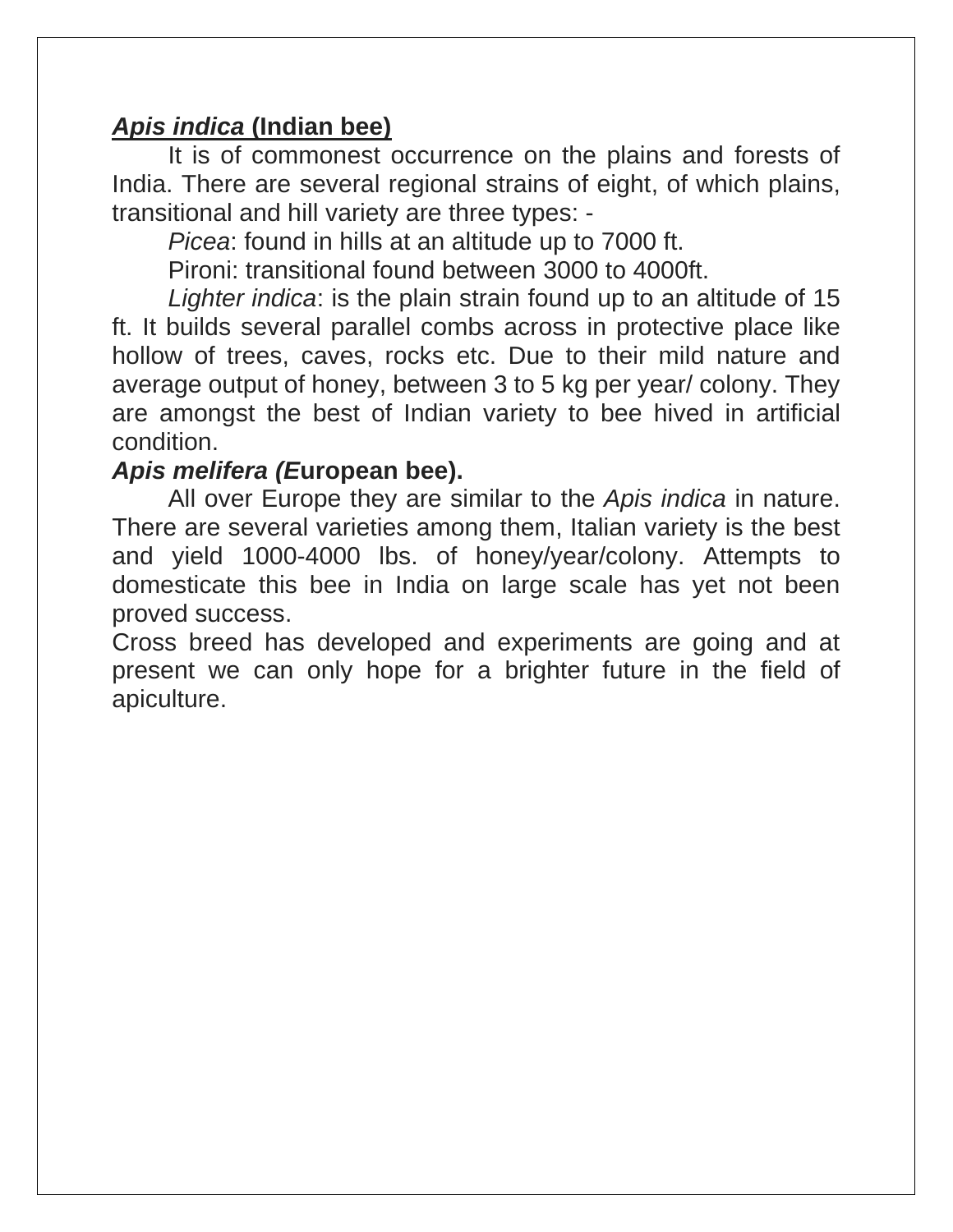***Apis indica* (Indian bee)**

It is of commonest occurrence on the plains and forests of India. There are several regional strains of eight, of which plains, transitional and hill variety are three types: -

*Picea*: found in hills at an altitude up to 7000 ft.

Pironi: transitional found between 3000 to 4000ft.

*Lighter indica*: is the plain strain found up to an altitude of 15 ft. It builds several parallel combs across in protective place like hollow of trees, caves, rocks etc. Due to their mild nature and average output of honey, between 3 to 5 kg per year/ colony. They are amongst the best of Indian variety to bee hived in artificial condition.

***Apis melifera (E*uropean bee).**

All over Europe they are similar to the *Apis indica* in nature. There are several varieties among them, Italian variety is the best and yield 1000-4000 lbs. of honey/year/colony. Attempts to domesticate this bee in India on large scale has yet not been proved success.

Cross breed has developed and experiments are going and at present we can only hope for a brighter future in the field of apiculture.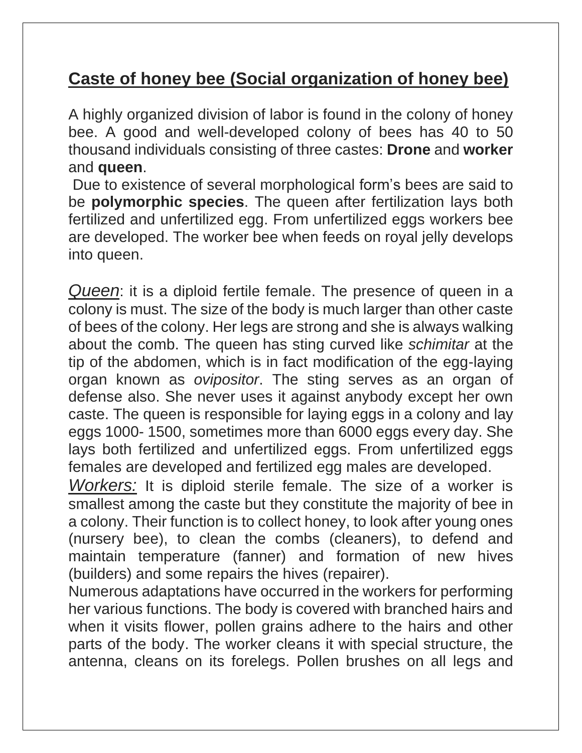## Caste of honey bee (Social organization of honey bee)

A highly organized division of labor is found in the colony of honey bee. A good and well-developed colony of bees has 40 to 50 thousand individuals consisting of three castes: **Drone** and **worker** and **queen**.

Due to existence of several morphological form's bees are said to be **polymorphic species**. The queen after fertilization lays both fertilized and unfertilized egg. From unfertilized eggs workers bee are developed. The worker bee when feeds on royal jelly develops into queen.

*Queen*: it is a diploid fertile female. The presence of queen in a colony is must. The size of the body is much larger than other caste of bees of the colony. Her legs are strong and she is always walking about the comb. The queen has sting curved like *schimitar* at the tip of the abdomen, which is in fact modification of the egg-laying organ known as *ovipositor*. The sting serves as an organ of defense also. She never uses it against anybody except her own caste. The queen is responsible for laying eggs in a colony and lay eggs 1000- 1500, sometimes more than 6000 eggs every day. She lays both fertilized and unfertilized eggs. From unfertilized eggs females are developed and fertilized egg males are developed.

*Workers:* It is diploid sterile female. The size of a worker is smallest among the caste but they constitute the majority of bee in a colony. Their function is to collect honey, to look after young ones (nursery bee), to clean the combs (cleaners), to defend and maintain temperature (fanner) and formation of new hives (builders) and some repairs the hives (repairer).

Numerous adaptations have occurred in the workers for performing her various functions. The body is covered with branched hairs and when it visits flower, pollen grains adhere to the hairs and other parts of the body. The worker cleans it with special structure, the antenna, cleans on its forelegs. Pollen brushes on all legs and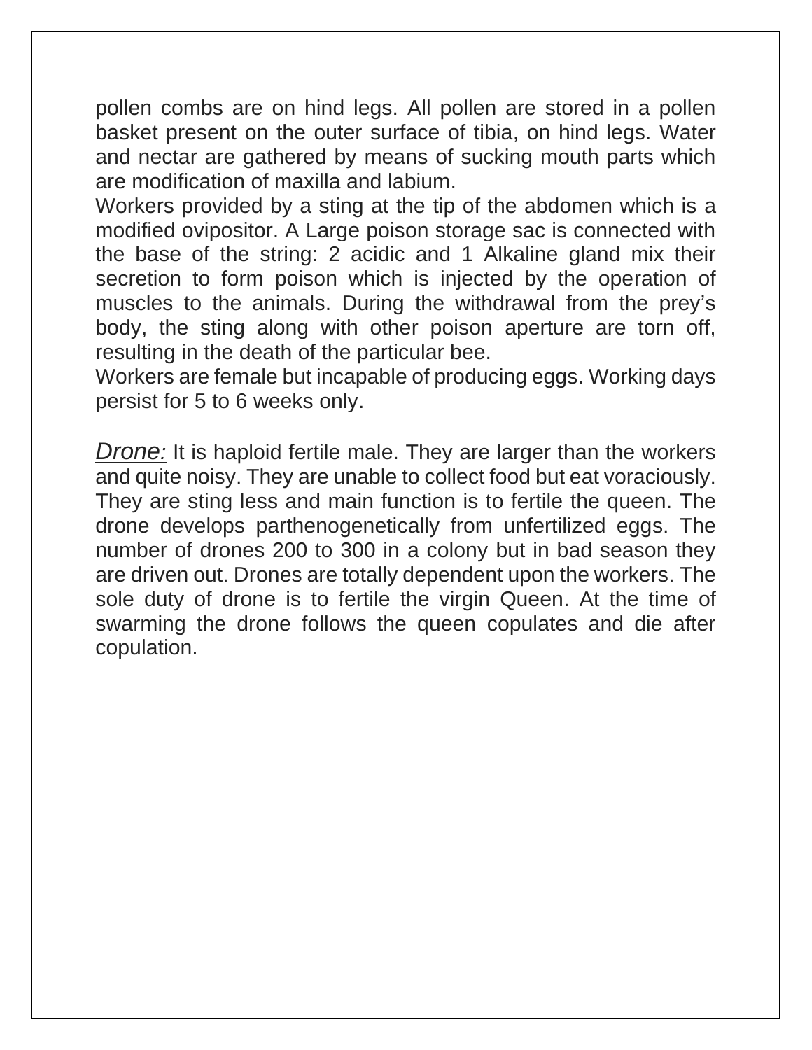pollen combs are on hind legs. All pollen are stored in a pollen basket present on the outer surface of tibia, on hind legs. Water and nectar are gathered by means of sucking mouth parts which are modification of maxilla and labium.

Workers provided by a sting at the tip of the abdomen which is a modified ovipositor. A Large poison storage sac is connected with the base of the string: 2 acidic and 1 Alkaline gland mix their secretion to form poison which is injected by the operation of muscles to the animals. During the withdrawal from the prey's body, the sting along with other poison aperture are torn off, resulting in the death of the particular bee.

Workers are female but incapable of producing eggs. Working days persist for 5 to 6 weeks only.

*Drone:* It is haploid fertile male. They are larger than the workers and quite noisy. They are unable to collect food but eat voraciously. They are sting less and main function is to fertile the queen. The drone develops parthenogenetically from unfertilized eggs. The number of drones 200 to 300 in a colony but in bad season they are driven out. Drones are totally dependent upon the workers. The sole duty of drone is to fertile the virgin Queen. At the time of swarming the drone follows the queen copulates and die after copulation.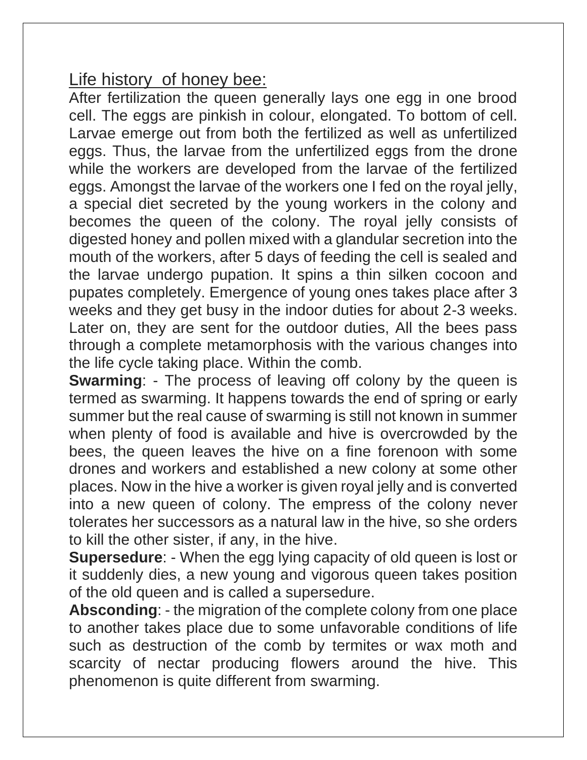## Life history of honey bee:

After fertilization the queen generally lays one egg in one brood cell. The eggs are pinkish in colour, elongated. To bottom of cell. Larvae emerge out from both the fertilized as well as unfertilized eggs. Thus, the larvae from the unfertilized eggs from the drone while the workers are developed from the larvae of the fertilized eggs. Amongst the larvae of the workers one I fed on the royal jelly, a special diet secreted by the young workers in the colony and becomes the queen of the colony. The royal jelly consists of digested honey and pollen mixed with a glandular secretion into the mouth of the workers, after 5 days of feeding the cell is sealed and the larvae undergo pupation. It spins a thin silken cocoon and pupates completely. Emergence of young ones takes place after 3 weeks and they get busy in the indoor duties for about 2-3 weeks. Later on, they are sent for the outdoor duties, All the bees pass through a complete metamorphosis with the various changes into the life cycle taking place. Within the comb.

**Swarming**: - The process of leaving off colony by the queen is termed as swarming. It happens towards the end of spring or early summer but the real cause of swarming is still not known in summer when plenty of food is available and hive is overcrowded by the bees, the queen leaves the hive on a fine forenoon with some drones and workers and established a new colony at some other places. Now in the hive a worker is given royal jelly and is converted into a new queen of colony. The empress of the colony never tolerates her successors as a natural law in the hive, so she orders to kill the other sister, if any, in the hive.

**Supersedure**: - When the egg lying capacity of old queen is lost or it suddenly dies, a new young and vigorous queen takes position of the old queen and is called a supersedure.

**Absconding**: - the migration of the complete colony from one place to another takes place due to some unfavorable conditions of life such as destruction of the comb by termites or wax moth and scarcity of nectar producing flowers around the hive. This phenomenon is quite different from swarming.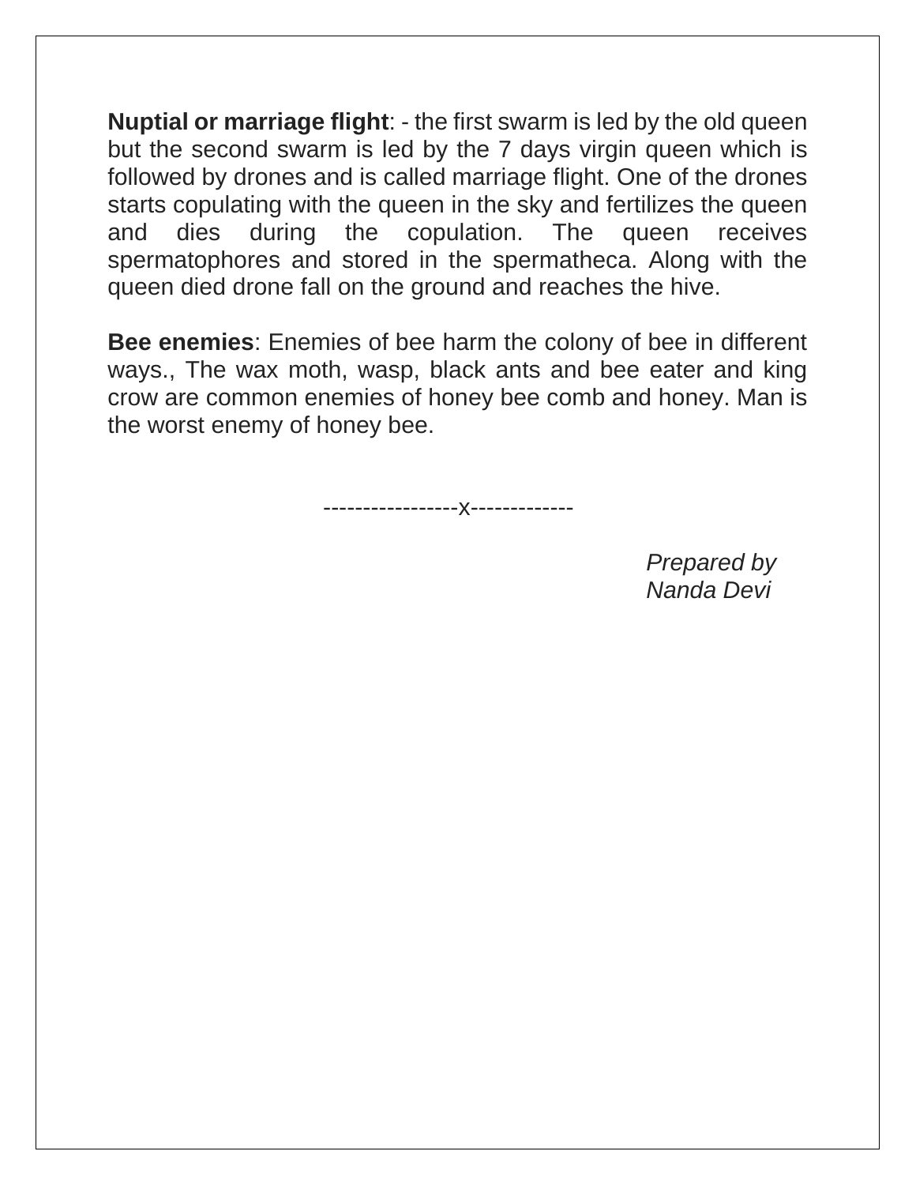**Nuptial or marriage flight**: - the first swarm is led by the old queen but the second swarm is led by the 7 days virgin queen which is followed by drones and is called marriage flight. One of the drones starts copulating with the queen in the sky and fertilizes the queen and dies during the copulation. The queen receives spermatophores and stored in the spermatheca. Along with the queen died drone fall on the ground and reaches the hive.

**Bee enemies**: Enemies of bee harm the colony of bee in different ways., The wax moth, wasp, black ants and bee eater and king crow are common enemies of honey bee comb and honey. Man is the worst enemy of honey bee.

-----------------x-------------

*Prepared by*
*Nanda Devi*